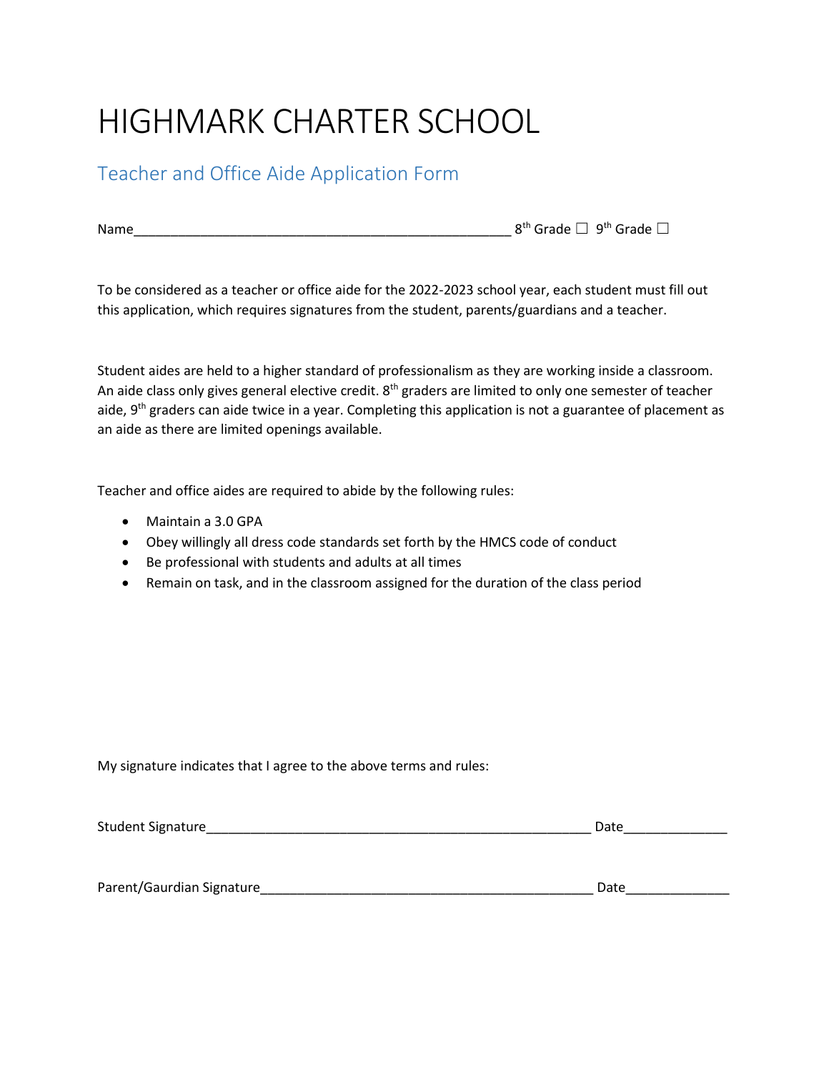# HIGHMARK CHARTER SCHOOL

## Teacher and Office Aide Application Form

Name__________________________________________________ 8th Grade ☐ 9th Grade ☐

To be considered as a teacher or office aide for the 2022-2023 school year, each student must fill out this application, which requires signatures from the student, parents/guardians and a teacher.

Student aides are held to a higher standard of professionalism as they are working inside a classroom. An aide class only gives general elective credit. 8th graders are limited to only one semester of teacher aide, 9th graders can aide twice in a year. Completing this application is not a guarantee of placement as an aide as there are limited openings available.

Teacher and office aides are required to abide by the following rules:

- Maintain a 3.0 GPA
- Obey willingly all dress code standards set forth by the HMCS code of conduct
- Be professional with students and adults at all times
- Remain on task, and in the classroom assigned for the duration of the class period

My signature indicates that I agree to the above terms and rules:

Student Signature____________________________________________________ Date_____________

Parent/Gaurdian Signature____________________________________________ Date_____________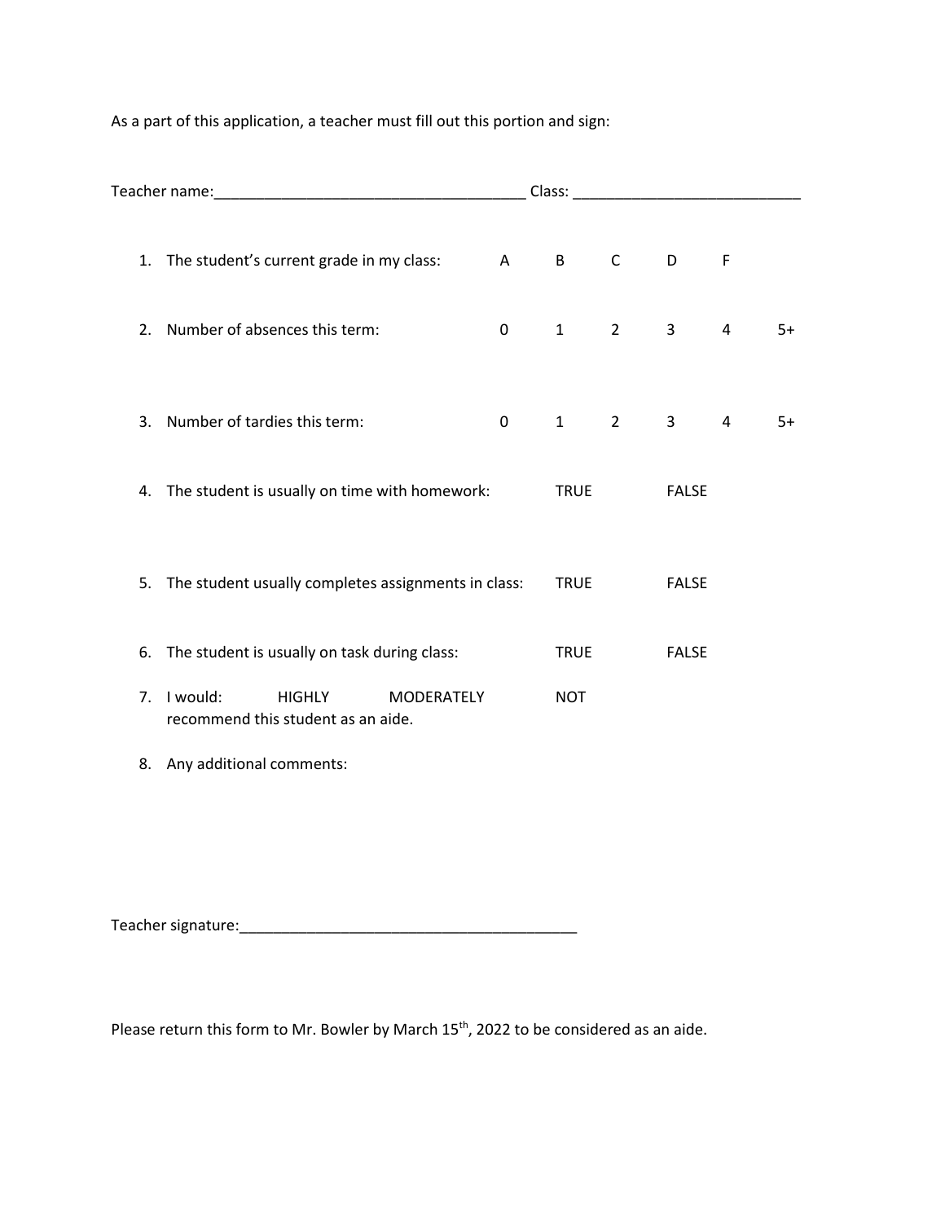As a part of this application, a teacher must fill out this portion and sign:

Teacher name:_____________________________________ Class: ___________________________

1. The student's current grade in my class: A B C D F

2. Number of absences this term: 0 1 2 3 4 5+

3. Number of tardies this term: 0 1 2 3 4 5+

4. The student is usually on time with homework: TRUE FALSE

5. The student usually completes assignments in class: TRUE FALSE

6. The student is usually on task during class: TRUE FALSE

7. I would: HIGHLY MODERATELY NOT
   recommend this student as an aide.

8. Any additional comments:

Teacher signature:________________________________________

Please return this form to Mr. Bowler by March 15th, 2022 to be considered as an aide.